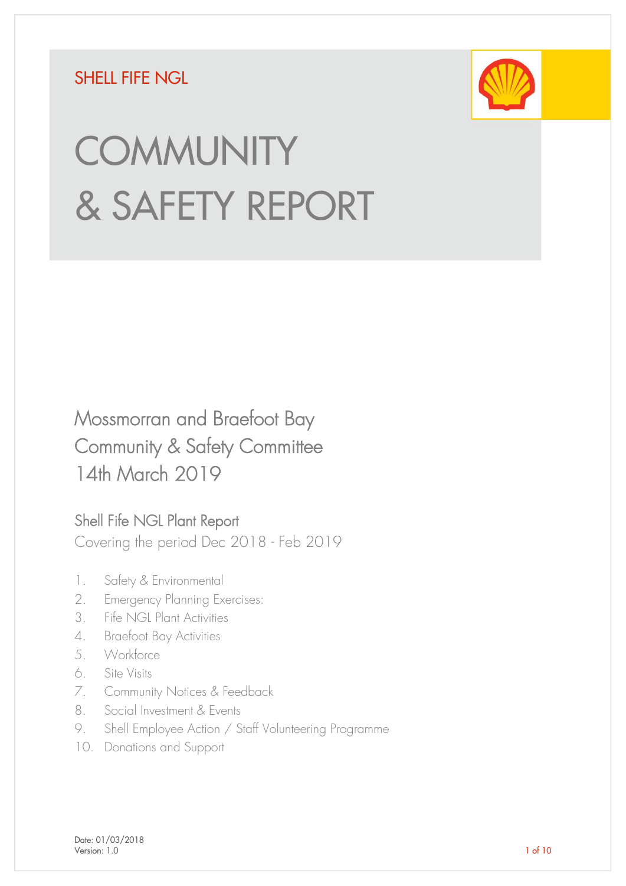SHELL FIFE NGL

# COMMUNITY & SAFETY REPORT

## Mossmorran and Braefoot Bay Community & Safety Committee 14th March 2019

### Shell Fife NGL Plant Report

Covering the period Dec 2018 - Feb 2019

1. Safety & Environmental
2. Emergency Planning Exercises:
3. Fife NGL Plant Activities
4. Braefoot Bay Activities
5. Workforce
6. Site Visits
7. Community Notices & Feedback
8. Social Investment & Events
9. Shell Employee Action / Staff Volunteering Programme
10. Donations and Support

Date: 01/03/2018
Version: 1.0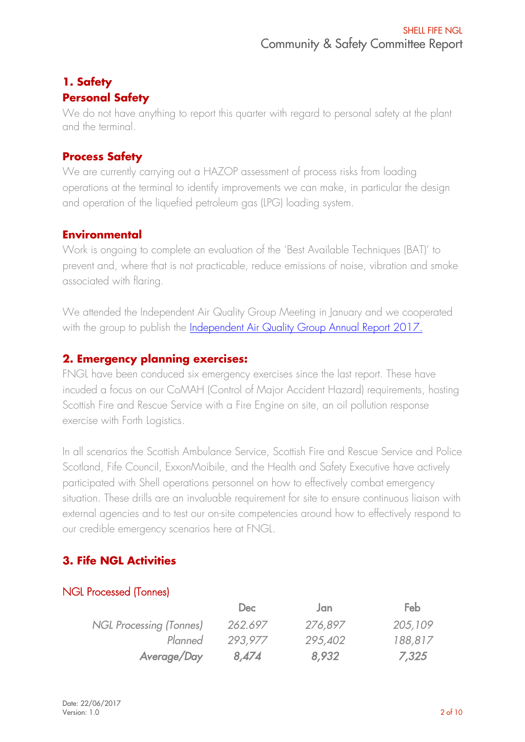## 1. Safety

### Personal Safety

We do not have anything to report this quarter with regard to personal safety at the plant and the terminal.

### Process Safety

We are currently carrying out a HAZOP assessment of process risks from loading operations at the terminal to identify improvements we can make, in particular the design and operation of the liquefied petroleum gas (LPG) loading system.

### Environmental

Work is ongoing to complete an evaluation of the 'Best Available Techniques (BAT)' to prevent and, where that is not practicable, reduce emissions of noise, vibration and smoke associated with flaring.

We attended the Independent Air Quality Group Meeting in January and we cooperated with the group to publish the Independent Air Quality Group Annual Report 2017.

## 2. Emergency planning exercises:

FNGL have been conduced six emergency exercises since the last report. These have incuded a focus on our CoMAH (Control of Major Accident Hazard) requirements, hosting Scottish Fire and Rescue Service with a Fire Engine on site, an oil pollution response exercise with Forth Logistics.

In all scenarios the Scottish Ambulance Service, Scottish Fire and Rescue Service and Police Scotland, Fife Council, ExxonMoibile, and the Health and Safety Executive have actively participated with Shell operations personnel on how to effectively combat emergency situation. These drills are an invaluable requirement for site to ensure continuous liaison with external agencies and to test our on-site competencies around how to effectively respond to our credible emergency scenarios here at FNGL.

## 3. Fife NGL Activities

NGL Processed (Tonnes)

| | Dec | Jan | Feb |
|---|---|---|---|
| *NGL Processing (Tonnes)* | *262.697* | *276,897* | *205,109* |
| *Planned* | *293,977* | *295,402* | *188,817* |
| ***Average/Day*** | ***8,474*** | ***8,932*** | ***7,325*** |

Date: 22/06/2017
Version: 1.0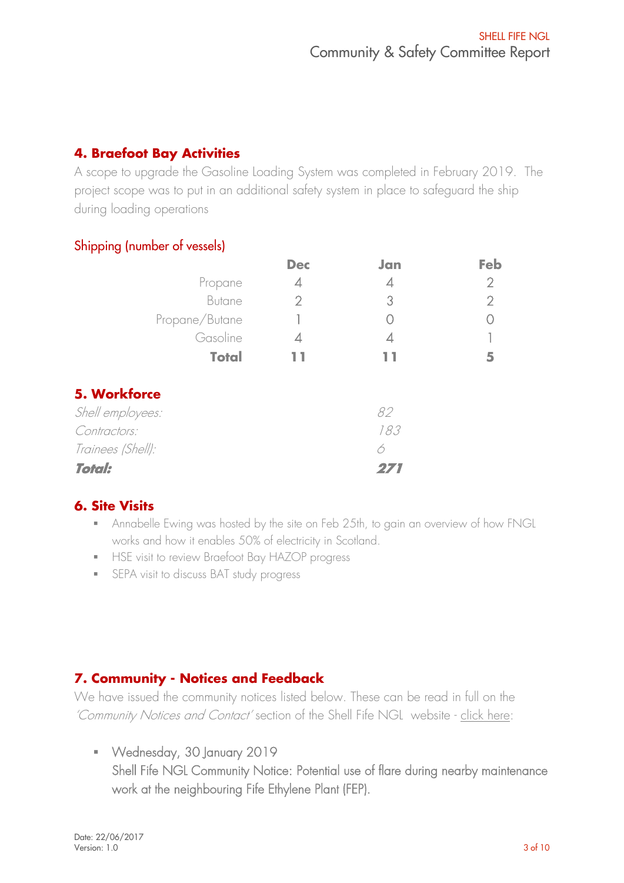## 4. Braefoot Bay Activities

A scope to upgrade the Gasoline Loading System was completed in February 2019. The project scope was to put in an additional safety system in place to safeguard the ship during loading operations

### Shipping (number of vessels)

| | Dec | Jan | Feb |
|---|---|---|---|
| Propane | 4 | 4 | 2 |
| Butane | 2 | 3 | 2 |
| Propane/Butane | 1 | 0 | 0 |
| Gasoline | 4 | 4 | 1 |
| **Total** | **11** | **11** | **5** |

## 5. Workforce

| | |
|---|---|
| *Shell employees:* | *82* |
| *Contractors:* | *183* |
| *Trainees (Shell):* | *6* |
| ***Total:*** | ***271*** |

## 6. Site Visits

- Annabelle Ewing was hosted by the site on Feb 25th, to gain an overview of how FNGL works and how it enables 50% of electricity in Scotland.
- HSE visit to review Braefoot Bay HAZOP progress
- SEPA visit to discuss BAT study progress

## 7. Community - Notices and Feedback

We have issued the community notices listed below. These can be read in full on the *'Community Notices and Contact'* section of the Shell Fife NGL website - click here:

- Wednesday, 30 January 2019
  Shell Fife NGL Community Notice: Potential use of flare during nearby maintenance work at the neighbouring Fife Ethylene Plant (FEP).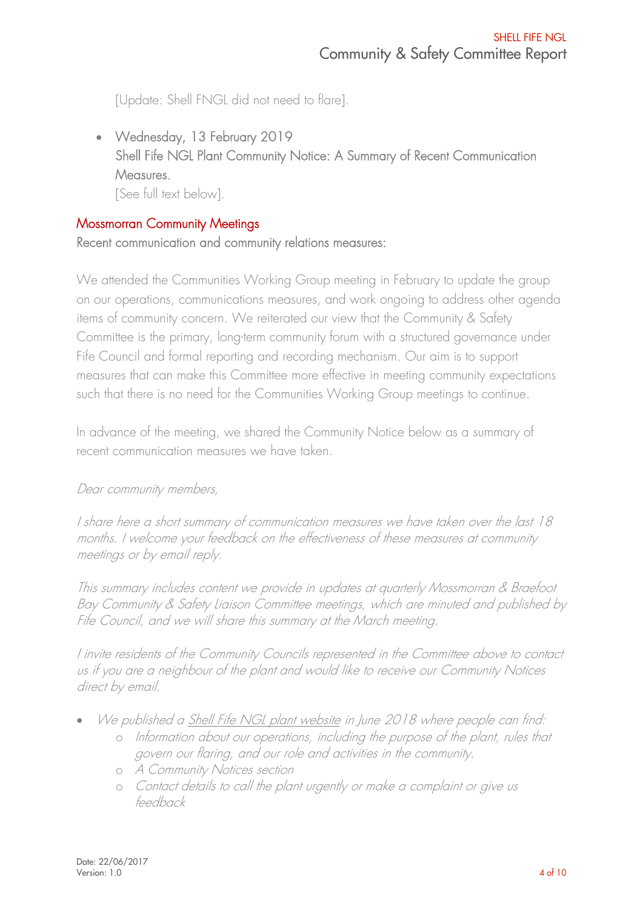[Update: Shell FNGL did not need to flare].

- Wednesday, 13 February 2019
  Shell Fife NGL Plant Community Notice: A Summary of Recent Communication Measures.
  [See full text below].

## Mossmorran Community Meetings

Recent communication and community relations measures:

We attended the Communities Working Group meeting in February to update the group on our operations, communications measures, and work ongoing to address other agenda items of community concern. We reiterated our view that the Community & Safety Committee is the primary, long-term community forum with a structured governance under Fife Council and formal reporting and recording mechanism. Our aim is to support measures that can make this Committee more effective in meeting community expectations such that there is no need for the Communities Working Group meetings to continue.

In advance of the meeting, we shared the Community Notice below as a summary of recent communication measures we have taken.

*Dear community members,*

*I share here a short summary of communication measures we have taken over the last 18 months. I welcome your feedback on the effectiveness of these measures at community meetings or by email reply.*

*This summary includes content we provide in updates at quarterly Mossmorran & Braefoot Bay Community & Safety Liaison Committee meetings, which are minuted and published by Fife Council, and we will share this summary at the March meeting.*

*I invite residents of the Community Councils represented in the Committee above to contact us if you are a neighbour of the plant and would like to receive our Community Notices direct by email.*

- *We published a Shell Fife NGL plant website in June 2018 where people can find:*
  - *Information about our operations, including the purpose of the plant, rules that govern our flaring, and our role and activities in the community.*
  - *A Community Notices section*
  - *Contact details to call the plant urgently or make a complaint or give us feedback*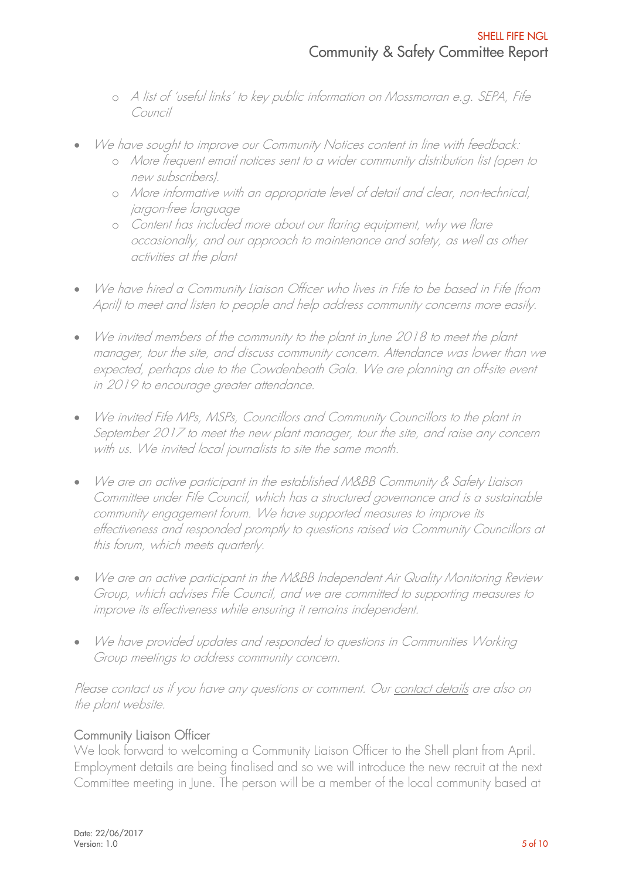- *A list of 'useful links' to key public information on Mossmorran e.g. SEPA, Fife Council*

- *We have sought to improve our Community Notices content in line with feedback:*
    - *More frequent email notices sent to a wider community distribution list (open to new subscribers).*
    - *More informative with an appropriate level of detail and clear, non-technical, jargon-free language*
    - *Content has included more about our flaring equipment, why we flare occasionally, and our approach to maintenance and safety, as well as other activities at the plant*

- *We have hired a Community Liaison Officer who lives in Fife to be based in Fife (from April) to meet and listen to people and help address community concerns more easily.*

- *We invited members of the community to the plant in June 2018 to meet the plant manager, tour the site, and discuss community concern. Attendance was lower than we expected, perhaps due to the Cowdenbeath Gala. We are planning an off-site event in 2019 to encourage greater attendance.*

- *We invited Fife MPs, MSPs, Councillors and Community Councillors to the plant in September 2017 to meet the new plant manager, tour the site, and raise any concern with us. We invited local journalists to site the same month.*

- *We are an active participant in the established M&BB Community & Safety Liaison Committee under Fife Council, which has a structured governance and is a sustainable community engagement forum. We have supported measures to improve its effectiveness and responded promptly to questions raised via Community Councillors at this forum, which meets quarterly.*

- *We are an active participant in the M&BB Independent Air Quality Monitoring Review Group, which advises Fife Council, and we are committed to supporting measures to improve its effectiveness while ensuring it remains independent.*

- *We have provided updates and responded to questions in Communities Working Group meetings to address community concern.*

*Please contact us if you have any questions or comment. Our contact details are also on the plant website.*

## Community Liaison Officer

We look forward to welcoming a Community Liaison Officer to the Shell plant from April. Employment details are being finalised and so we will introduce the new recruit at the next Committee meeting in June. The person will be a member of the local community based at

Date: 22/06/2017
Version: 1.0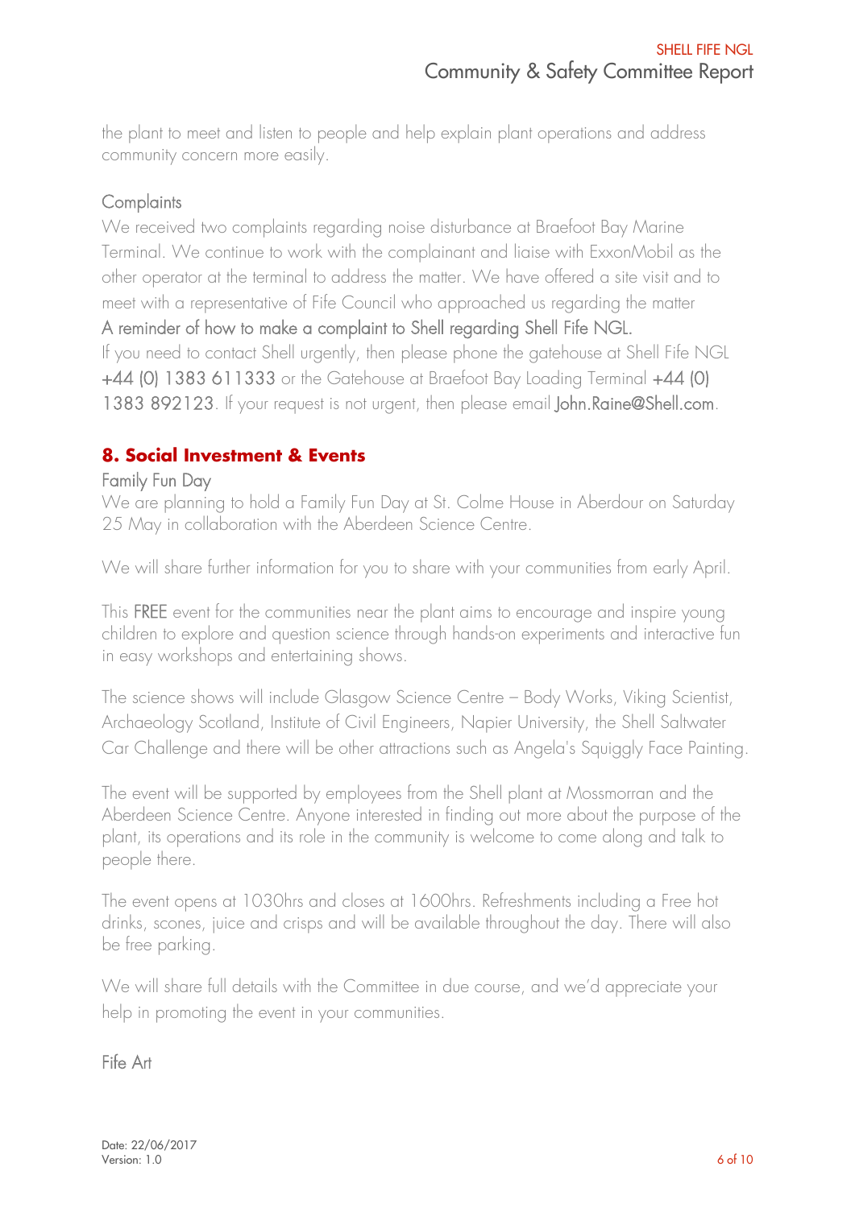the plant to meet and listen to people and help explain plant operations and address community concern more easily.

### Complaints

We received two complaints regarding noise disturbance at Braefoot Bay Marine Terminal. We continue to work with the complainant and liaise with ExxonMobil as the other operator at the terminal to address the matter. We have offered a site visit and to meet with a representative of Fife Council who approached us regarding the matter

A reminder of how to make a complaint to Shell regarding Shell Fife NGL.

If you need to contact Shell urgently, then please phone the gatehouse at Shell Fife NGL +44 (0) 1383 611333 or the Gatehouse at Braefoot Bay Loading Terminal +44 (0) 1383 892123. If your request is not urgent, then please email John.Raine@Shell.com.

## 8. Social Investment & Events

### Family Fun Day

We are planning to hold a Family Fun Day at St. Colme House in Aberdour on Saturday 25 May in collaboration with the Aberdeen Science Centre.

We will share further information for you to share with your communities from early April.

This FREE event for the communities near the plant aims to encourage and inspire young children to explore and question science through hands-on experiments and interactive fun in easy workshops and entertaining shows.

The science shows will include Glasgow Science Centre – Body Works, Viking Scientist, Archaeology Scotland, Institute of Civil Engineers, Napier University, the Shell Saltwater Car Challenge and there will be other attractions such as Angela's Squiggly Face Painting.

The event will be supported by employees from the Shell plant at Mossmorran and the Aberdeen Science Centre. Anyone interested in finding out more about the purpose of the plant, its operations and its role in the community is welcome to come along and talk to people there.

The event opens at 1030hrs and closes at 1600hrs. Refreshments including a Free hot drinks, scones, juice and crisps and will be available throughout the day. There will also be free parking.

We will share full details with the Committee in due course, and we'd appreciate your help in promoting the event in your communities.

### Fife Art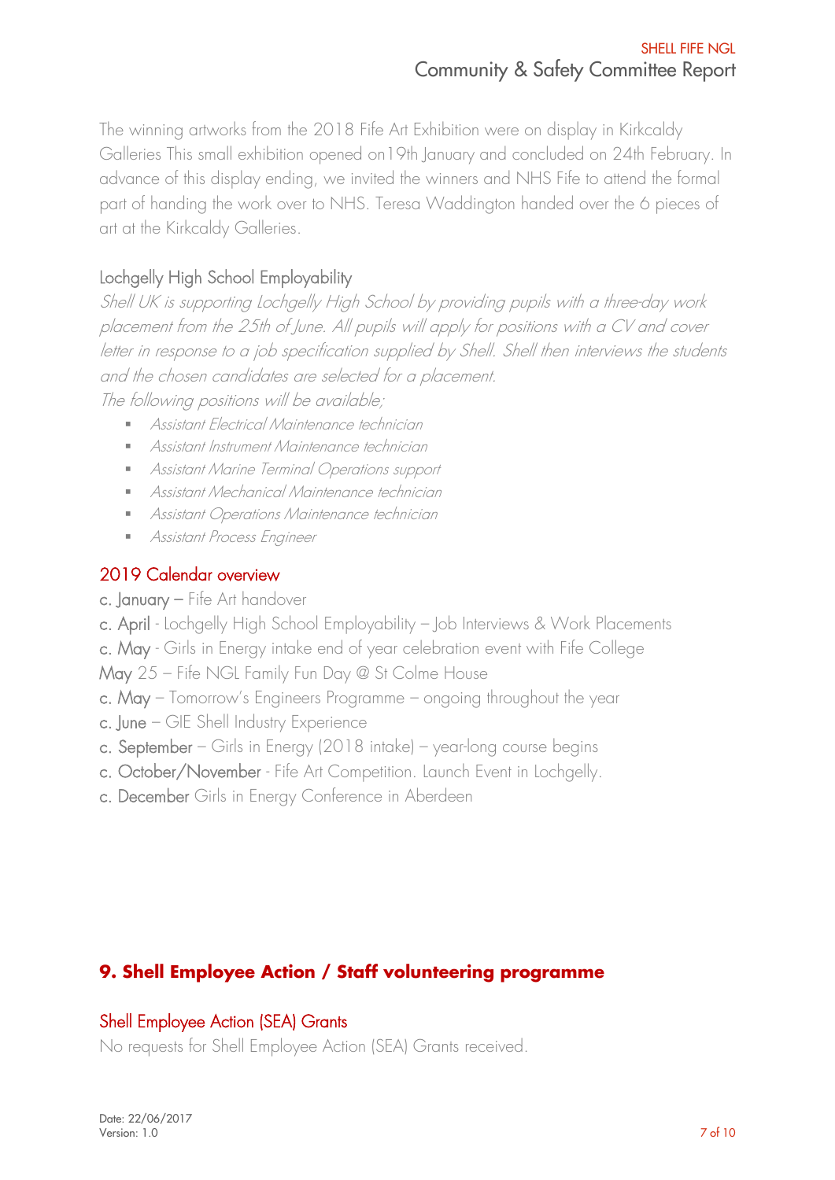The winning artworks from the 2018 Fife Art Exhibition were on display in Kirkcaldy Galleries This small exhibition opened on19th January and concluded on 24th February. In advance of this display ending, we invited the winners and NHS Fife to attend the formal part of handing the work over to NHS. Teresa Waddington handed over the 6 pieces of art at the Kirkcaldy Galleries.

### Lochgelly High School Employability

*Shell UK is supporting Lochgelly High School by providing pupils with a three-day work placement from the 25th of June. All pupils will apply for positions with a CV and cover letter in response to a job specification supplied by Shell. Shell then interviews the students and the chosen candidates are selected for a placement.*

*The following positions will be available;*

- *Assistant Electrical Maintenance technician*
- *Assistant Instrument Maintenance technician*
- *Assistant Marine Terminal Operations support*
- *Assistant Mechanical Maintenance technician*
- *Assistant Operations Maintenance technician*
- *Assistant Process Engineer*

### 2019 Calendar overview

c. January – Fife Art handover
c. April - Lochgelly High School Employability – Job Interviews & Work Placements
c. May - Girls in Energy intake end of year celebration event with Fife College
May 25 – Fife NGL Family Fun Day @ St Colme House
c. May – Tomorrow's Engineers Programme – ongoing throughout the year
c. June – GIE Shell Industry Experience
c. September – Girls in Energy (2018 intake) – year-long course begins
c. October/November - Fife Art Competition. Launch Event in Lochgelly.
c. December Girls in Energy Conference in Aberdeen

## 9. Shell Employee Action / Staff volunteering programme

### Shell Employee Action (SEA) Grants

No requests for Shell Employee Action (SEA) Grants received.

Date: 22/06/2017
Version: 1.0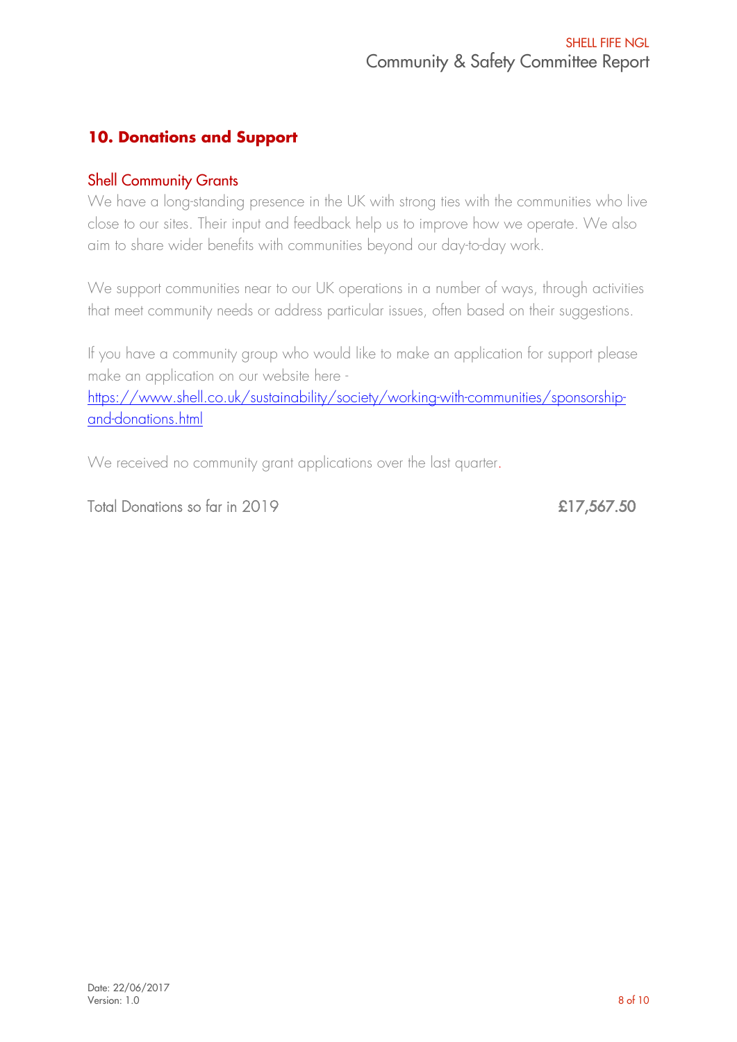## 10. Donations and Support

### Shell Community Grants

We have a long-standing presence in the UK with strong ties with the communities who live close to our sites. Their input and feedback help us to improve how we operate. We also aim to share wider benefits with communities beyond our day-to-day work.

We support communities near to our UK operations in a number of ways, through activities that meet community needs or address particular issues, often based on their suggestions.

If you have a community group who would like to make an application for support please make an application on our website here - [https://www.shell.co.uk/sustainability/society/working-with-communities/sponsorship-and-donations.html](https://www.shell.co.uk/sustainability/society/working-with-communities/sponsorship-and-donations.html)

We received no community grant applications over the last quarter.

Total Donations so far in 2019 **£17,567.50**

Date: 22/06/2017
Version: 1.0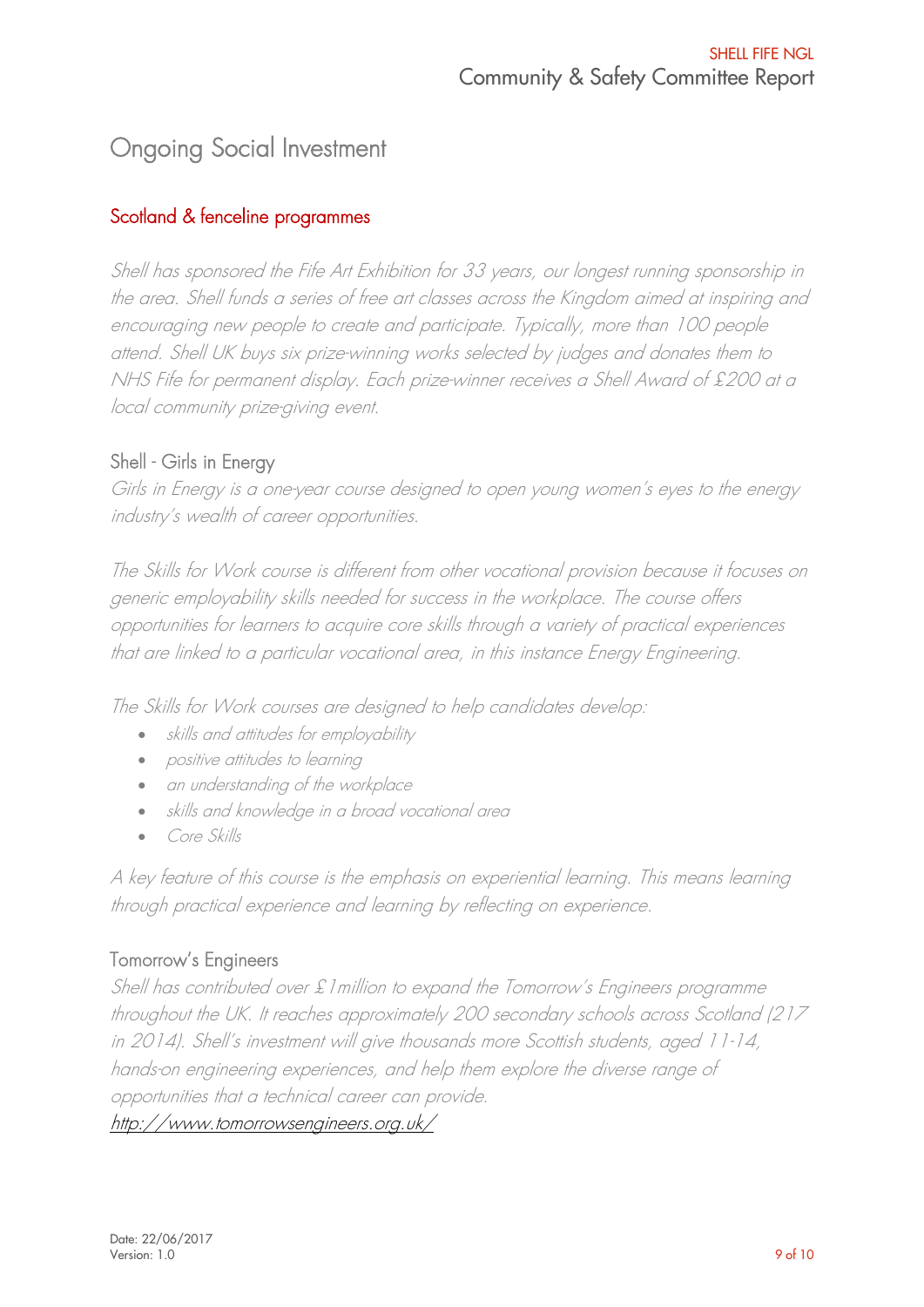# Ongoing Social Investment

## Scotland & fenceline programmes

*Shell has sponsored the Fife Art Exhibition for 33 years, our longest running sponsorship in the area. Shell funds a series of free art classes across the Kingdom aimed at inspiring and encouraging new people to create and participate. Typically, more than 100 people attend. Shell UK buys six prize-winning works selected by judges and donates them to NHS Fife for permanent display. Each prize-winner receives a Shell Award of £200 at a local community prize-giving event.*

### Shell - Girls in Energy

*Girls in Energy is a one-year course designed to open young women's eyes to the energy industry's wealth of career opportunities.*

*The Skills for Work course is different from other vocational provision because it focuses on generic employability skills needed for success in the workplace. The course offers opportunities for learners to acquire core skills through a variety of practical experiences that are linked to a particular vocational area, in this instance Energy Engineering.*

*The Skills for Work courses are designed to help candidates develop:*

- *skills and attitudes for employability*
- *positive attitudes to learning*
- *an understanding of the workplace*
- *skills and knowledge in a broad vocational area*
- *Core Skills*

*A key feature of this course is the emphasis on experiential learning. This means learning through practical experience and learning by reflecting on experience.*

### Tomorrow's Engineers

*Shell has contributed over £1million to expand the Tomorrow's Engineers programme throughout the UK. It reaches approximately 200 secondary schools across Scotland (217 in 2014). Shell's investment will give thousands more Scottish students, aged 11-14, hands-on engineering experiences, and help them explore the diverse range of opportunities that a technical career can provide.*

[http://www.tomorrowsengineers.org.uk/](http://www.tomorrowsengineers.org.uk/)

Date: 22/06/2017
Version: 1.0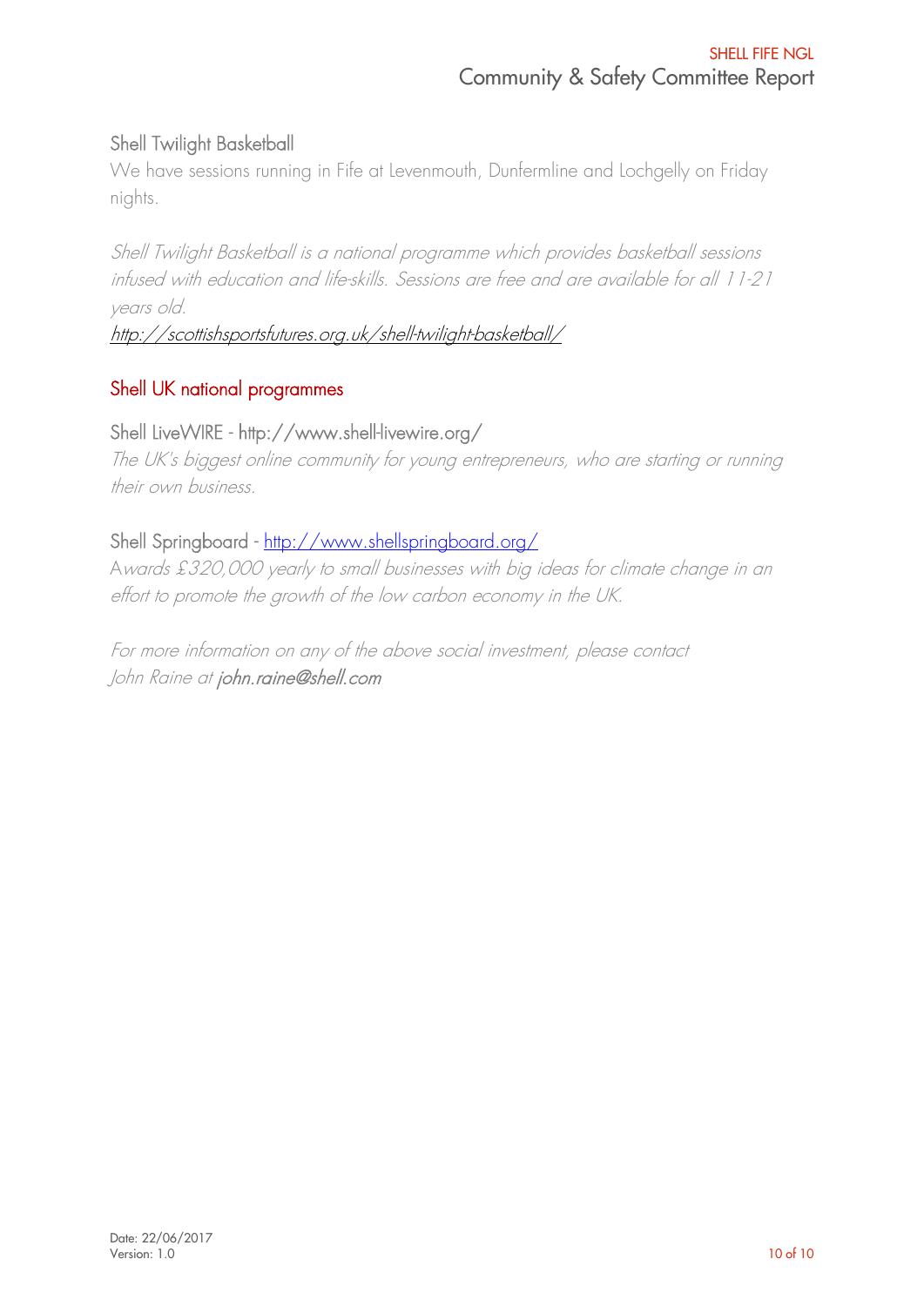### Shell Twilight Basketball

We have sessions running in Fife at Levenmouth, Dunfermline and Lochgelly on Friday nights.

*Shell Twilight Basketball is a national programme which provides basketball sessions infused with education and life-skills. Sessions are free and are available for all 11-21 years old.*
*http://scottishsportsfutures.org.uk/shell-twilight-basketball/*

## Shell UK national programmes

### Shell LiveWIRE - http://www.shell-livewire.org/

*The UK's biggest online community for young entrepreneurs, who are starting or running their own business.*

### Shell Springboard - http://www.shellspringboard.org/

*Awards £320,000 yearly to small businesses with big ideas for climate change in an effort to promote the growth of the low carbon economy in the UK.*

*For more information on any of the above social investment, please contact John Raine at* *john.raine@shell.com*

Date: 22/06/2017
Version: 1.0